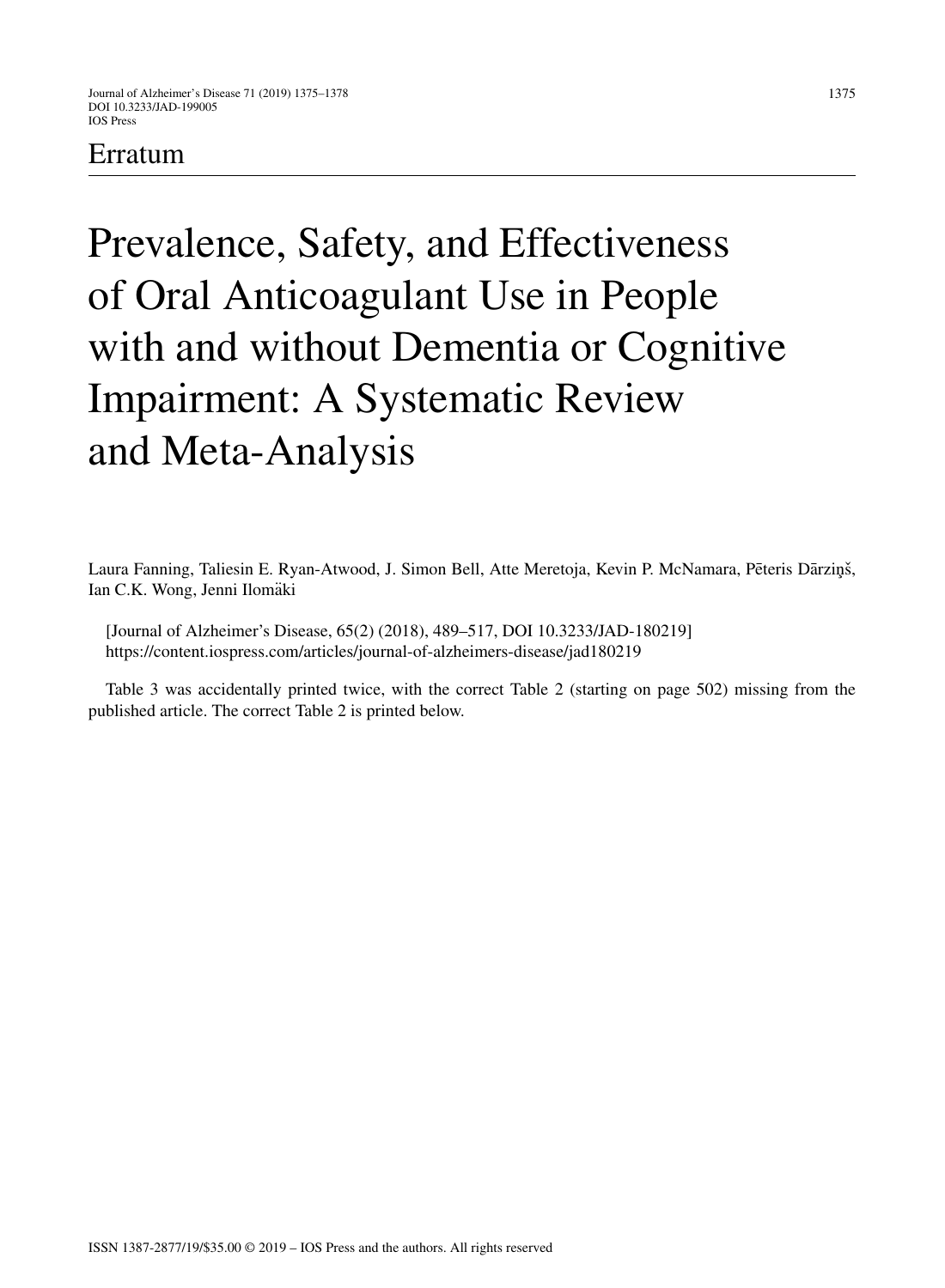# Erratum

# Prevalence, Safety, and Effectiveness of Oral Anticoagulant Use in People with and without Dementia or Cognitive Impairment: A Systematic Review and Meta-Analysis

Laura Fanning, Taliesin E. Ryan-Atwood, J. Simon Bell, Atte Meretoja, Kevin P. McNamara, Pēteris Dārziņš, Ian C.K. Wong, Jenni Ilomäki

[Journal of Alzheimer's Disease, 65(2) (2018), 489–517, DOI 10.3233/JAD-180219]
https://content.iospress.com/articles/journal-of-alzheimers-disease/jad180219

Table 3 was accidentally printed twice, with the correct Table 2 (starting on page 502) missing from the published article. The correct Table 2 is printed below.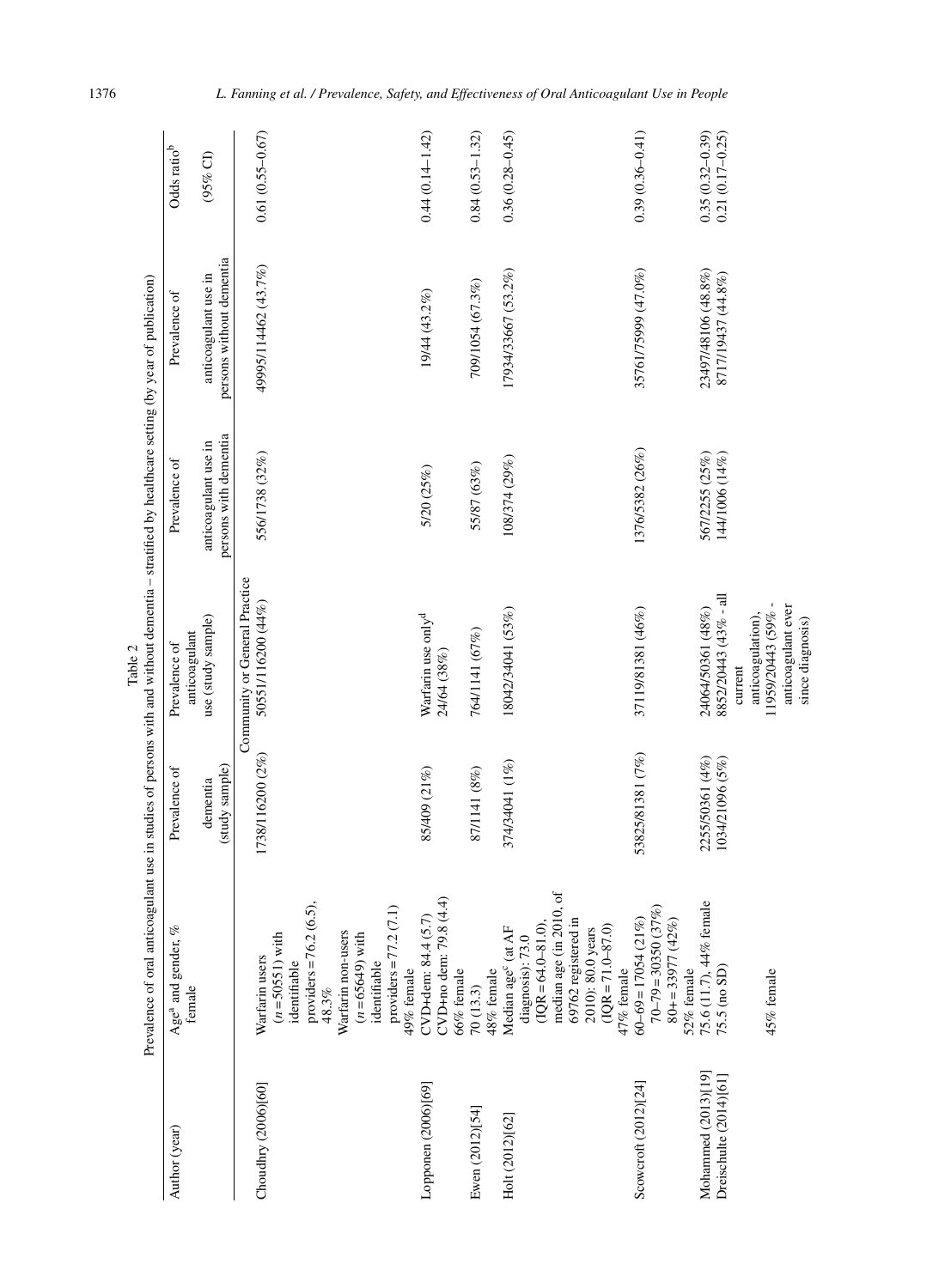Table 2

Prevalence of oral anticoagulant use in studies of persons with and without dementia – stratified by healthcare setting (by year of publication)

| Author (year) | Age[a] and gender, % female | Prevalence of dementia (study sample) | Prevalence of anticoagulant use (study sample) | Prevalence of anticoagulant use in persons with dementia | Prevalence of anticoagulant use in persons without dementia | Odds ratio[b] (95% CI) |
|---|---|---|---|---|---|---|
| | | | Community or General Practice | | | |
| Choudhry (2006)[60] | Warfarin users (n = 50551) with identifiable providers = 76.2 (6.5), 48.3% Warfarin non-users (n = 65649) with identifiable providers = 77.2 (7.1) 49% female | 1738/116200 (2%) | 50551/116200 (44%) | 556/1738 (32%) | 49995/114462 (43.7%) | 0.61 (0.55–0.67) |
| Lopponen (2006)[69] | CVD+dem: 84.4 (5.7) CVD+no dem: 79.8 (4.4) 66% female | 85/409 (21%) | Warfarin use only[d] 24/64 (38%) | 5/20 (25%) | 19/44 (43.2%) | 0.44 (0.14–1.42) |
| Ewen (2012)[54] | 70 (13.3) 48% female | 87/1141 (8%) | 764/1141 (67%) | 55/87 (63%) | 709/1054 (67.3%) | 0.84 (0.53–1.32) |
| Holt (2012)[62] | Median age[c] (at AF diagnosis): 73.0 (IQR = 64.0–81.0), median age (in 2010, of 69762 registered in 2010): 80.0 years (IQR = 71.0–87.0) 47% female | 374/34041 (1%) | 18042/34041 (53%) | 108/374 (29%) | 17934/33667 (53.2%) | 0.36 (0.28–0.45) |
| Scowcroft (2012)[24] | 60–69 = 17054 (21%) 70–79 = 30350 (37%) 80+ = 33977 (42%) 52% female | 5825/81381 (7%) | 37119/81381 (46%) | 1376/5382 (26%) | 35761/75999 (47.0%) | 0.39 (0.36–0.41) |
| Mohammed (2013)[19] | 75.6 (11.7), 44% female | 2255/50361 (4%) | 24064/50361 (48%) | 567/2255 (25%) | 23497/48106 (48.8%) | 0.35 (0.32–0.39) |
| Dreischulte (2014)[61] | 75.5 (no SD) 45% female | 1034/21096 (5%) | 8852/20443 (43% - all current anticoagulation), 11959/20443 (59% - anticoagulant ever since diagnosis) | 144/1006 (14%) | 8717/19437 (44.8%) | 0.21 (0.17–0.25) |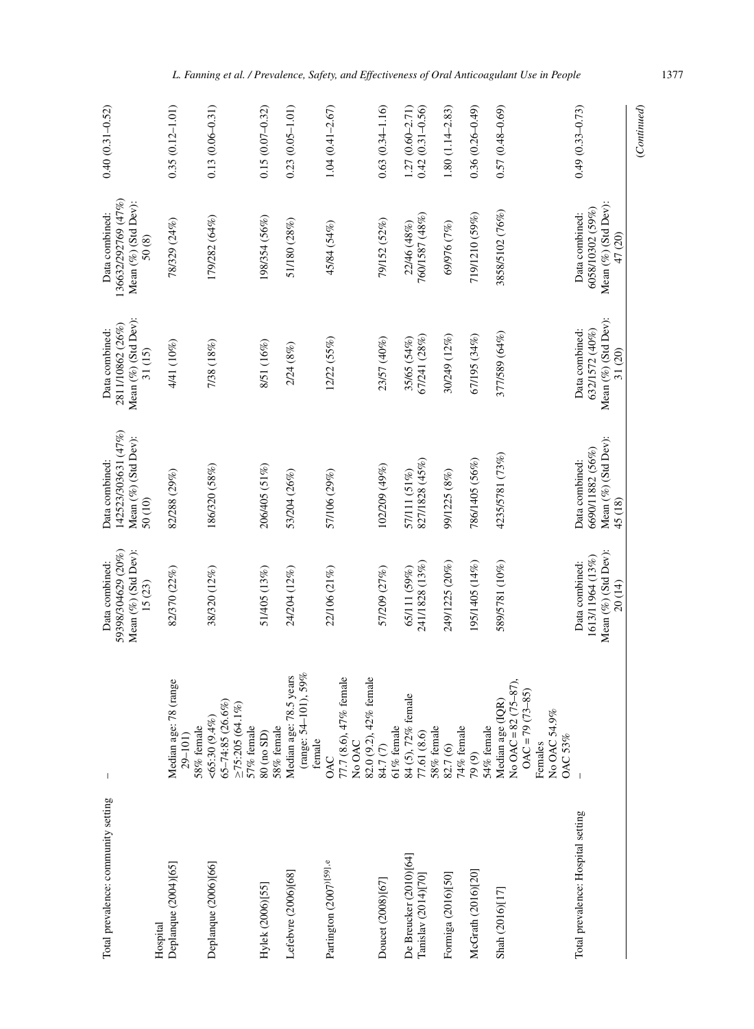| Total prevalence: community setting | – | Data combined: 59398/304629 (20%) Mean (%) (Std Dev): 15 (23) | Data combined: 142523/303631 (47%) Mean (%) (Std Dev): 50 (10) | Data combined: 2811/10862 (26%) Mean (%) (Std Dev): 31 (15) | Data combined: 136632/292769 (47%) Mean (%) (Std Dev): 50 (8) | 0.40 (0.31–0.52) |
|---|---|---|---|---|---|---|
| Hospital | | | | | | |
| Deplanque (2004)[65] | Median age: 78 (range 29–101) 58% female | 82/370 (22%) | 82/288 (29%) | 4/41 (10%) | 78/329 (24%) | 0.35 (0.12–1.01) |
| Deplanque (2006)[66] | <65:30 (9.4%) 65–74:85 (26.6%) ≥75:205 (64.1%) 57% female | 38/320 (12%) | 186/320 (58%) | 7/38 (18%) | 179/282 (64%) | 0.13 (0.06–0.31) |
| Hylek (2006)[55] | 80 (no SD) 58% female | 51/405 (13%) | 206/405 (51%) | 8/51 (16%) | 198/354 (56%) | 0.15 (0.07–0.32) |
| Lefebvre (2006)[68] | Median age: 78.5 years (range: 54–101), 59% female | 24/204 (12%) | 53/204 (26%) | 2/24 (8%) | 51/180 (28%) | 0.23 (0.05–1.01) |
| Partington (2007)[59],e | OAC 77.7 (8.6), 47% female No OAC 82.0 (9.2), 42% female | 22/106 (21%) | 57/106 (29%) | 12/22 (55%) | 45/84 (54%) | 1.04 (0.41–2.67) |
| Doucet (2008)[67] | 84.7 (7) 61% female | 57/209 (27%) | 102/209 (49%) | 23/57 (40%) | 79/152 (52%) | 0.63 (0.34–1.16) |
| De Breucker (2010)[64] | 84 (5), 72% female | 65/111 (59%) | 57/111 (51%) | 35/65 (54%) | 22/46 (48%) | 1.27 (0.60–2.71) |
| Tanislav (2014)[70] | 77.61 (8.6) 58% female | 241/1828 (13%) | 827/1828 (45%) | 67/241 (28%) | 760/1587 (48%) | 0.42 (0.31–0.56) |
| Formiga (2016)[50] | 82.7 (6) 74% female | 249/1225 (20%) | 99/1225 (8%) | 30/249 (12%) | 69/976 (7%) | 1.80 (1.14–2.83) |
| McGrath (2016)[20] | 79 (9) 54% female | 195/1405 (14%) | 786/1405 (56%) | 67/195 (34%) | 719/1210 (59%) | 0.36 (0.26–0.49) |
| Shah (2016)[17] | Median age (IQR) No OAC = 82 (75–87), OAC = 79 (73–85) Females No OAC 54.9% OAC 53% | 589/5781 (10%) | 4235/5781 (73%) | 377/589 (64%) | 3858/5102 (76%) | 0.57 (0.48–0.69) |
| Total prevalence: Hospital setting | – | Data combined: 1613/11964 (13%) Mean (%) (Std Dev): 20 (14) | Data combined: 6690/11882 (56%) Mean (%) (Std Dev): 45 (18) | Data combined: 632/1572 (40%) Mean (%) (Std Dev): 31 (20) | Data combined: 6058/10302 (59%) Mean (%) (Std Dev): 47 (20) | 0.49 (0.33–0.73) |

(Continued)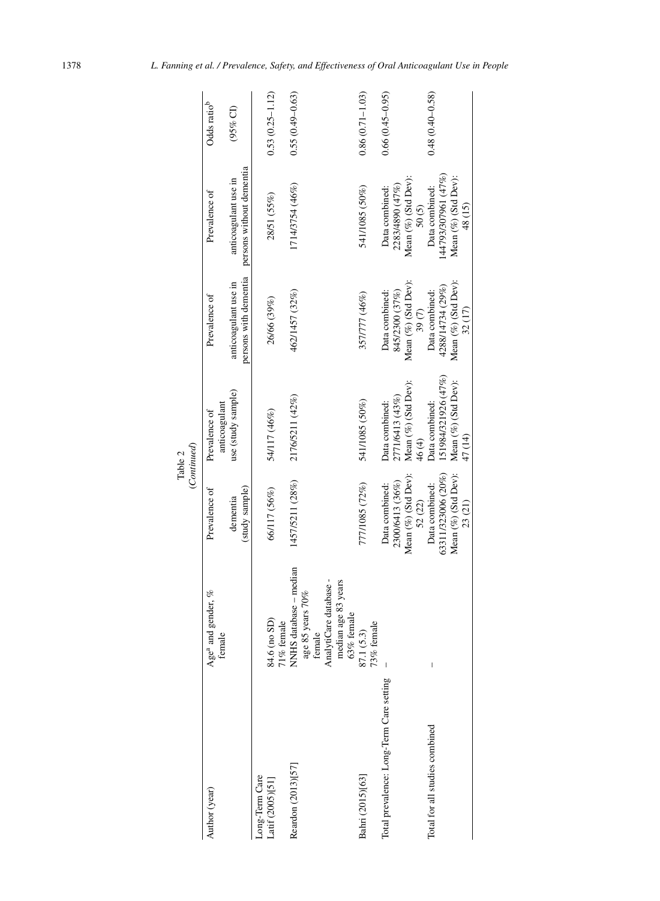Table 2
(*Continued*)

| Author (year) | Age[a] and gender, % female | Prevalence of dementia (study sample) | Prevalence of anticoagulant use (study sample) | Prevalence of anticoagulant use in persons with dementia | Prevalence of anticoagulant use in persons without dementia | Odds ratio[b] (95% CI) |
|---|---|---|---|---|---|---|
| Long-Term Care | | | | | | |
| Latif (2005)[51] | 84.6 (no SD) 71% female | 66/117 (56%) | 54/117 (46%) | 26/66 (39%) | 28/51 (55%) | 0.53 (0.25–1.12) |
| Reardon (2013)[57] | NNHS database – median age 85 years 70% female AnalytiCare database - median age 83 years 63% female | 1457/5211 (28%) | 2176/5211 (42%) | 462/1457 (32%) | 1714/3754 (46%) | 0.55 (0.49–0.63) |
| Bahri (2015)[63] | 87.1 (5.3) 73% female | 777/1085 (72%) | 541/1085 (50%) | 357/777 (46%) | 541/1085 (50%) | 0.86 (0.71–1.03) |
| Total prevalence: Long-Term Care setting | – | Data combined: 2300/6413 (36%) Mean (%) (Std Dev): 52 (22) | Data combined: 2771/6413 (43%) Mean (%) (Std Dev): 46 (4) | Data combined: 845/2300 (37%) Mean (%) (Std Dev): 39 (7) | Data combined: 2283/4890 (47%) Mean (%) (Std Dev): 50 (5) | 0.66 (0.45–0.95) |
| Total for all studies combined | – | Data combined: 63311/323006 (20%) Mean (%) (Std Dev): 23 (21) | Data combined: 151984/321926 (47%) Mean (%) (Std Dev): 47 (14) | Data combined: 4288/14734 (29%) Mean (%) (Std Dev): 32 (17) | Data combined: 144793/307961 (47%) Mean (%) (Std Dev): 48 (15) | 0.48 (0.40–0.58) |